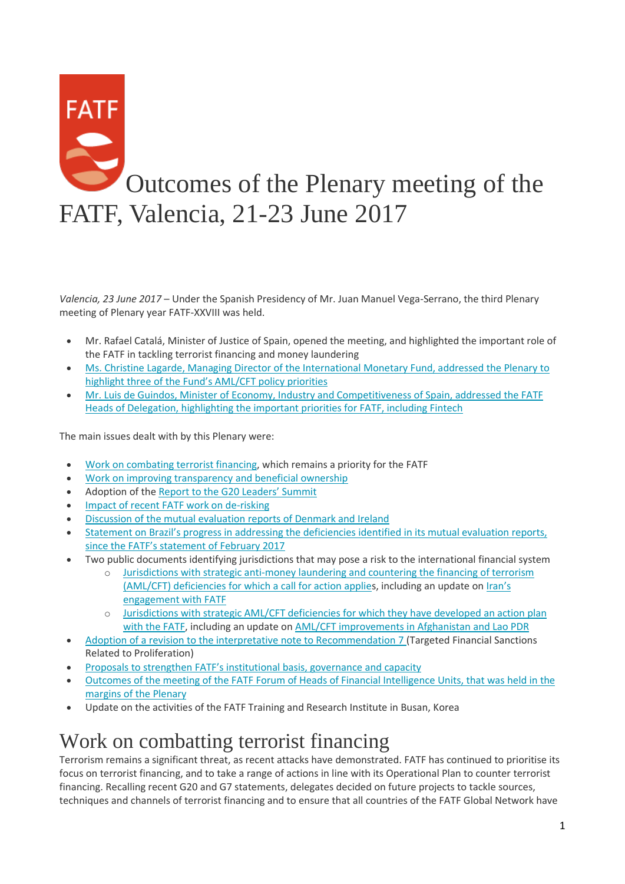# Outcomes of the Plenary meeting of the FATF, Valencia, 21-23 June 2017

*Valencia, 23 June 2017* – Under the Spanish Presidency of Mr. Juan Manuel Vega-Serrano, the third Plenary meeting of Plenary year FATF-XXVIII was held.

- Mr. Rafael Catalá, Minister of Justice of Spain, opened the meeting, and highlighted the important role of the FATF in tackling terrorist financing and money laundering
- Ms. Christine Lagarde, Managing Director of the International Monetary Fund, addressed the Plenary to highlight three of the Fund's AML/CFT policy priorities
- Mr. Luis de Guindos, Minister of Economy, Industry and Competitiveness of Spain, addressed the FATF Heads of Delegation, highlighting the important priorities for FATF, including Fintech

The main issues dealt with by this Plenary were:

- Work on combating terrorist financing, which remains a priority for the FATF
- Work on improving transparency and beneficial ownership
- Adoption of the Report to the G20 Leaders' Summit
- Impact of recent FATF work on de-risking
- Discussion of the mutual evaluation reports of Denmark and Ireland
- Statement on Brazil's progress in addressing the deficiencies identified in its mutual evaluation reports, since the FATF's statement of February 2017
- Two public documents identifying jurisdictions that may pose a risk to the international financial system
  - Jurisdictions with strategic anti-money laundering and countering the financing of terrorism (AML/CFT) deficiencies for which a call for action applies, including an update on Iran's engagement with FATF
  - Jurisdictions with strategic AML/CFT deficiencies for which they have developed an action plan with the FATF, including an update on AML/CFT improvements in Afghanistan and Lao PDR
- Adoption of a revision to the interpretative note to Recommendation 7 (Targeted Financial Sanctions Related to Proliferation)
- Proposals to strengthen FATF's institutional basis, governance and capacity
- Outcomes of the meeting of the FATF Forum of Heads of Financial Intelligence Units, that was held in the margins of the Plenary
- Update on the activities of the FATF Training and Research Institute in Busan, Korea

## Work on combatting terrorist financing

Terrorism remains a significant threat, as recent attacks have demonstrated. FATF has continued to prioritise its focus on terrorist financing, and to take a range of actions in line with its Operational Plan to counter terrorist financing. Recalling recent G20 and G7 statements, delegates decided on future projects to tackle sources, techniques and channels of terrorist financing and to ensure that all countries of the FATF Global Network have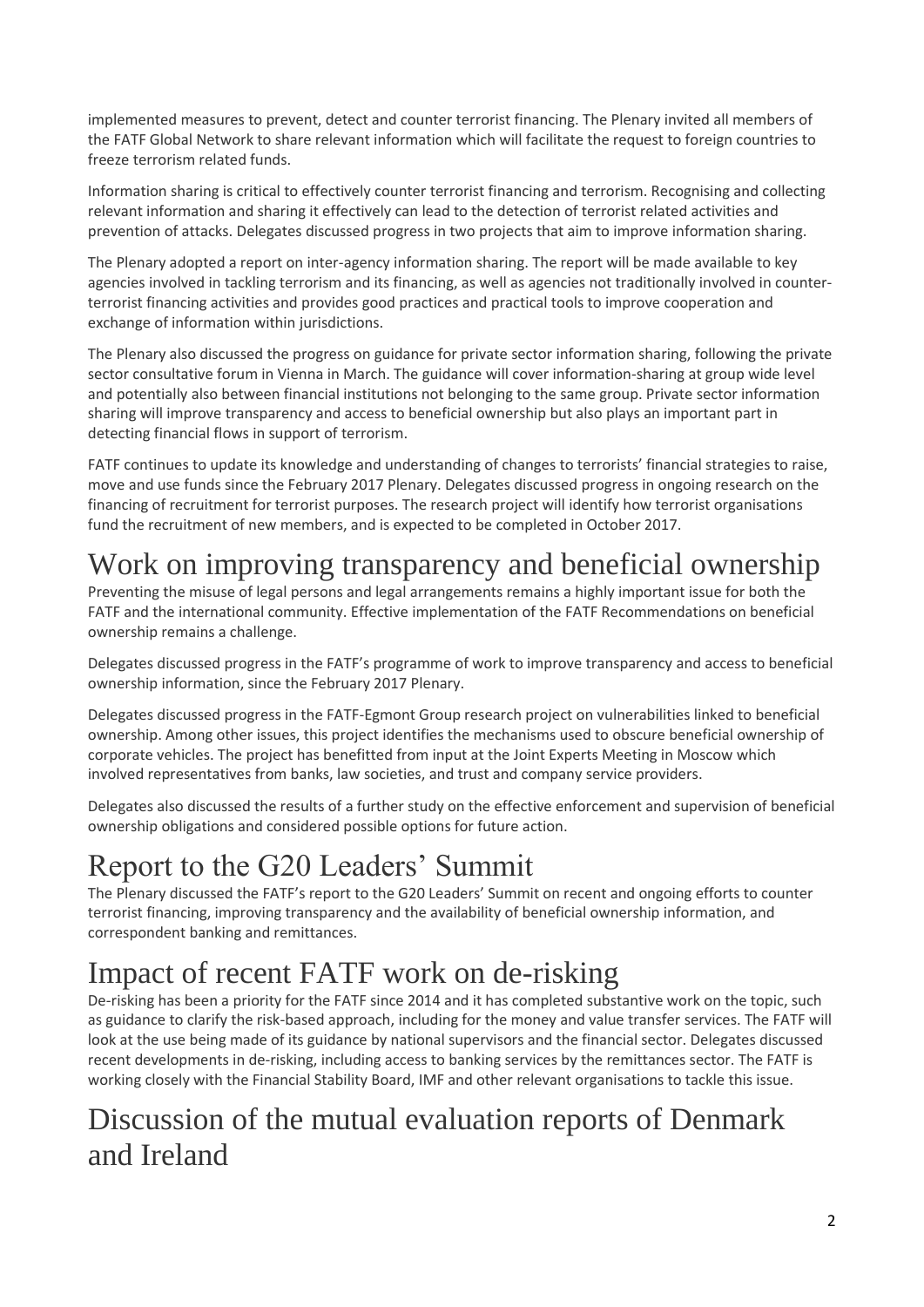implemented measures to prevent, detect and counter terrorist financing. The Plenary invited all members of the FATF Global Network to share relevant information which will facilitate the request to foreign countries to freeze terrorism related funds.

Information sharing is critical to effectively counter terrorist financing and terrorism. Recognising and collecting relevant information and sharing it effectively can lead to the detection of terrorist related activities and prevention of attacks. Delegates discussed progress in two projects that aim to improve information sharing.

The Plenary adopted a report on inter-agency information sharing. The report will be made available to key agencies involved in tackling terrorism and its financing, as well as agencies not traditionally involved in counter-terrorist financing activities and provides good practices and practical tools to improve cooperation and exchange of information within jurisdictions.

The Plenary also discussed the progress on guidance for private sector information sharing, following the private sector consultative forum in Vienna in March. The guidance will cover information-sharing at group wide level and potentially also between financial institutions not belonging to the same group. Private sector information sharing will improve transparency and access to beneficial ownership but also plays an important part in detecting financial flows in support of terrorism.

FATF continues to update its knowledge and understanding of changes to terrorists' financial strategies to raise, move and use funds since the February 2017 Plenary. Delegates discussed progress in ongoing research on the financing of recruitment for terrorist purposes. The research project will identify how terrorist organisations fund the recruitment of new members, and is expected to be completed in October 2017.

# Work on improving transparency and beneficial ownership

Preventing the misuse of legal persons and legal arrangements remains a highly important issue for both the FATF and the international community. Effective implementation of the FATF Recommendations on beneficial ownership remains a challenge.

Delegates discussed progress in the FATF's programme of work to improve transparency and access to beneficial ownership information, since the February 2017 Plenary.

Delegates discussed progress in the FATF-Egmont Group research project on vulnerabilities linked to beneficial ownership. Among other issues, this project identifies the mechanisms used to obscure beneficial ownership of corporate vehicles. The project has benefitted from input at the Joint Experts Meeting in Moscow which involved representatives from banks, law societies, and trust and company service providers.

Delegates also discussed the results of a further study on the effective enforcement and supervision of beneficial ownership obligations and considered possible options for future action.

# Report to the G20 Leaders' Summit

The Plenary discussed the FATF's report to the G20 Leaders' Summit on recent and ongoing efforts to counter terrorist financing, improving transparency and the availability of beneficial ownership information, and correspondent banking and remittances.

# Impact of recent FATF work on de-risking

De-risking has been a priority for the FATF since 2014 and it has completed substantive work on the topic, such as guidance to clarify the risk-based approach, including for the money and value transfer services. The FATF will look at the use being made of its guidance by national supervisors and the financial sector. Delegates discussed recent developments in de-risking, including access to banking services by the remittances sector. The FATF is working closely with the Financial Stability Board, IMF and other relevant organisations to tackle this issue.

# Discussion of the mutual evaluation reports of Denmark and Ireland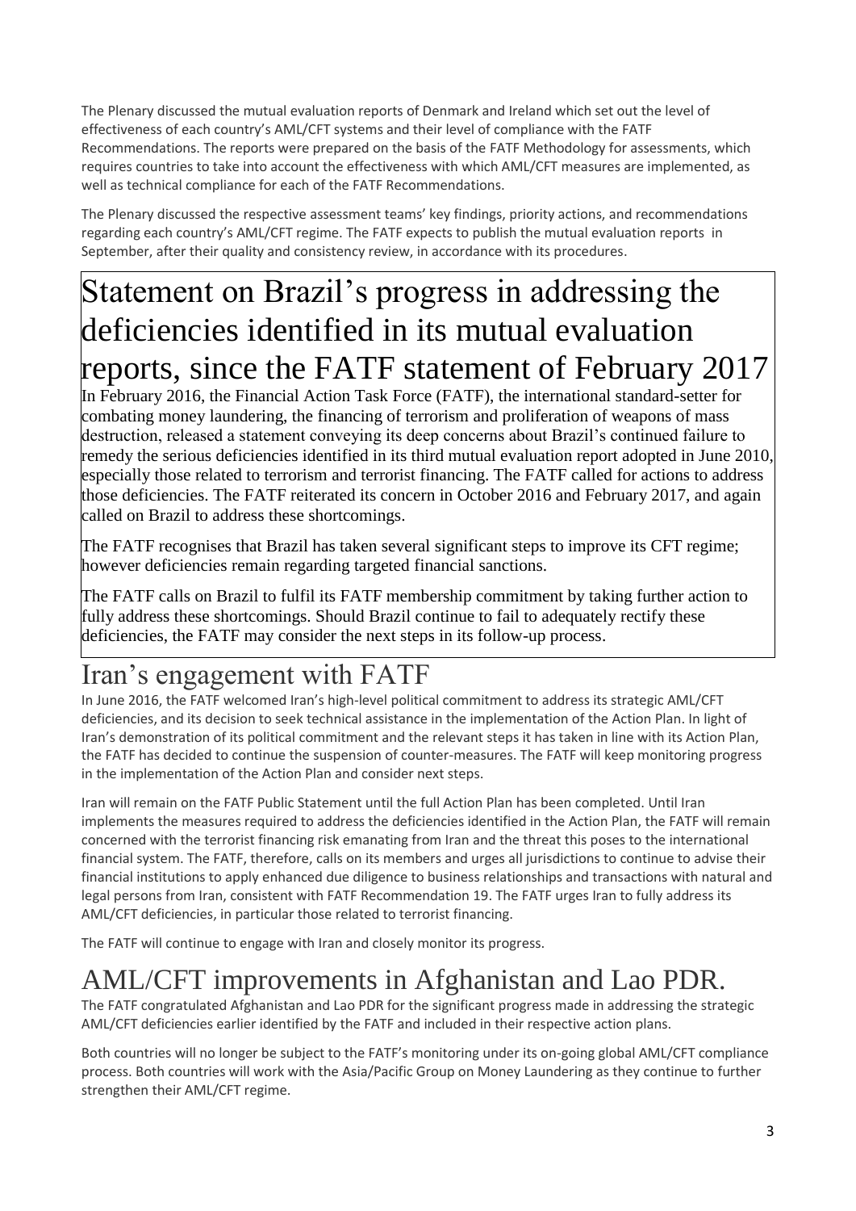The Plenary discussed the mutual evaluation reports of Denmark and Ireland which set out the level of effectiveness of each country's AML/CFT systems and their level of compliance with the FATF Recommendations. The reports were prepared on the basis of the FATF Methodology for assessments, which requires countries to take into account the effectiveness with which AML/CFT measures are implemented, as well as technical compliance for each of the FATF Recommendations.

The Plenary discussed the respective assessment teams' key findings, priority actions, and recommendations regarding each country's AML/CFT regime. The FATF expects to publish the mutual evaluation reports in September, after their quality and consistency review, in accordance with its procedures.

# Statement on Brazil's progress in addressing the deficiencies identified in its mutual evaluation reports, since the FATF statement of February 2017

In February 2016, the Financial Action Task Force (FATF), the international standard-setter for combating money laundering, the financing of terrorism and proliferation of weapons of mass destruction, released a statement conveying its deep concerns about Brazil's continued failure to remedy the serious deficiencies identified in its third mutual evaluation report adopted in June 2010, especially those related to terrorism and terrorist financing. The FATF called for actions to address those deficiencies. The FATF reiterated its concern in October 2016 and February 2017, and again called on Brazil to address these shortcomings.

The FATF recognises that Brazil has taken several significant steps to improve its CFT regime; however deficiencies remain regarding targeted financial sanctions.

The FATF calls on Brazil to fulfil its FATF membership commitment by taking further action to fully address these shortcomings. Should Brazil continue to fail to adequately rectify these deficiencies, the FATF may consider the next steps in its follow-up process.

# Iran's engagement with FATF

In June 2016, the FATF welcomed Iran's high-level political commitment to address its strategic AML/CFT deficiencies, and its decision to seek technical assistance in the implementation of the Action Plan. In light of Iran's demonstration of its political commitment and the relevant steps it has taken in line with its Action Plan, the FATF has decided to continue the suspension of counter-measures. The FATF will keep monitoring progress in the implementation of the Action Plan and consider next steps.

Iran will remain on the FATF Public Statement until the full Action Plan has been completed. Until Iran implements the measures required to address the deficiencies identified in the Action Plan, the FATF will remain concerned with the terrorist financing risk emanating from Iran and the threat this poses to the international financial system. The FATF, therefore, calls on its members and urges all jurisdictions to continue to advise their financial institutions to apply enhanced due diligence to business relationships and transactions with natural and legal persons from Iran, consistent with FATF Recommendation 19. The FATF urges Iran to fully address its AML/CFT deficiencies, in particular those related to terrorist financing.

The FATF will continue to engage with Iran and closely monitor its progress.

# AML/CFT improvements in Afghanistan and Lao PDR.

The FATF congratulated Afghanistan and Lao PDR for the significant progress made in addressing the strategic AML/CFT deficiencies earlier identified by the FATF and included in their respective action plans.

Both countries will no longer be subject to the FATF's monitoring under its on-going global AML/CFT compliance process. Both countries will work with the Asia/Pacific Group on Money Laundering as they continue to further strengthen their AML/CFT regime.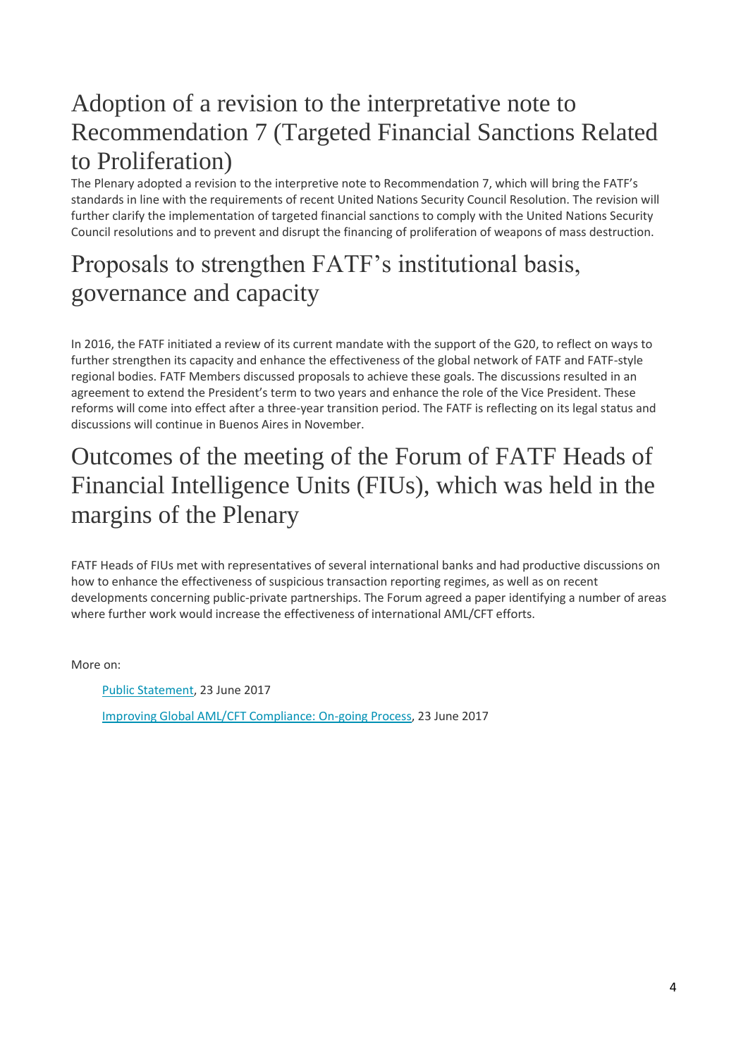## Adoption of a revision to the interpretative note to Recommendation 7 (Targeted Financial Sanctions Related to Proliferation)

The Plenary adopted a revision to the interpretive note to Recommendation 7, which will bring the FATF's standards in line with the requirements of recent United Nations Security Council Resolution. The revision will further clarify the implementation of targeted financial sanctions to comply with the United Nations Security Council resolutions and to prevent and disrupt the financing of proliferation of weapons of mass destruction.

## Proposals to strengthen FATF's institutional basis, governance and capacity

In 2016, the FATF initiated a review of its current mandate with the support of the G20, to reflect on ways to further strengthen its capacity and enhance the effectiveness of the global network of FATF and FATF-style regional bodies. FATF Members discussed proposals to achieve these goals. The discussions resulted in an agreement to extend the President's term to two years and enhance the role of the Vice President. These reforms will come into effect after a three-year transition period. The FATF is reflecting on its legal status and discussions will continue in Buenos Aires in November.

## Outcomes of the meeting of the Forum of FATF Heads of Financial Intelligence Units (FIUs), which was held in the margins of the Plenary

FATF Heads of FIUs met with representatives of several international banks and had productive discussions on how to enhance the effectiveness of suspicious transaction reporting regimes, as well as on recent developments concerning public-private partnerships. The Forum agreed a paper identifying a number of areas where further work would increase the effectiveness of international AML/CFT efforts.

More on:

- Public Statement, 23 June 2017
- Improving Global AML/CFT Compliance: On-going Process, 23 June 2017